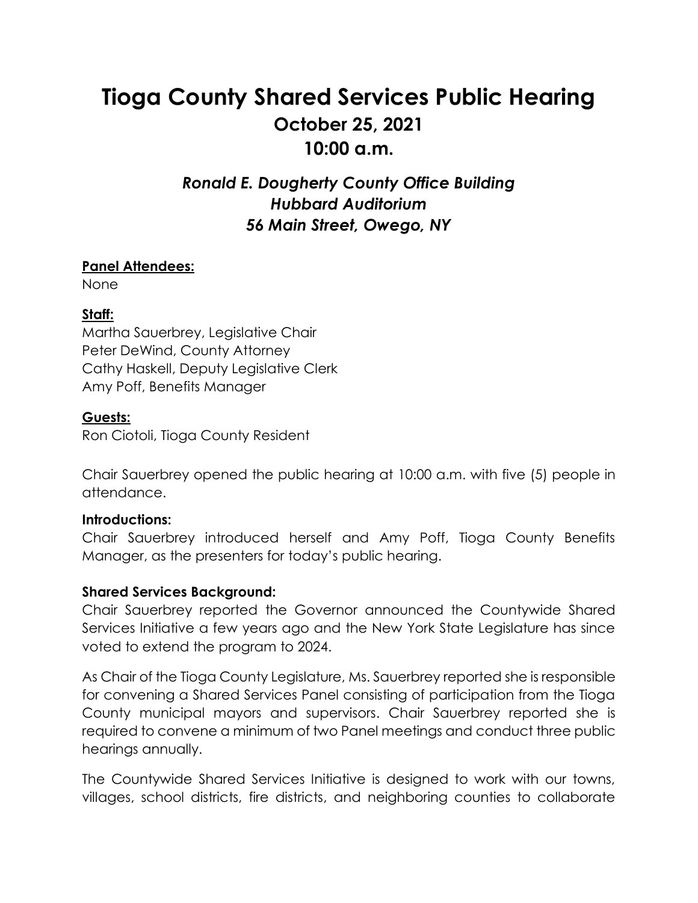# Tioga County Shared Services Public Hearing

## October 25, 2021

## 10:00 a.m.

### *Ronald E. Dougherty County Office Building*
### *Hubbard Auditorium*
### *56 Main Street, Owego, NY*

**Panel Attendees:**
None

**Staff:**
Martha Sauerbrey, Legislative Chair
Peter DeWind, County Attorney
Cathy Haskell, Deputy Legislative Clerk
Amy Poff, Benefits Manager

**Guests:**
Ron Ciotoli, Tioga County Resident

Chair Sauerbrey opened the public hearing at 10:00 a.m. with five (5) people in attendance.

**Introductions:**
Chair Sauerbrey introduced herself and Amy Poff, Tioga County Benefits Manager, as the presenters for today's public hearing.

**Shared Services Background:**
Chair Sauerbrey reported the Governor announced the Countywide Shared Services Initiative a few years ago and the New York State Legislature has since voted to extend the program to 2024.

As Chair of the Tioga County Legislature, Ms. Sauerbrey reported she is responsible for convening a Shared Services Panel consisting of participation from the Tioga County municipal mayors and supervisors. Chair Sauerbrey reported she is required to convene a minimum of two Panel meetings and conduct three public hearings annually.

The Countywide Shared Services Initiative is designed to work with our towns, villages, school districts, fire districts, and neighboring counties to collaborate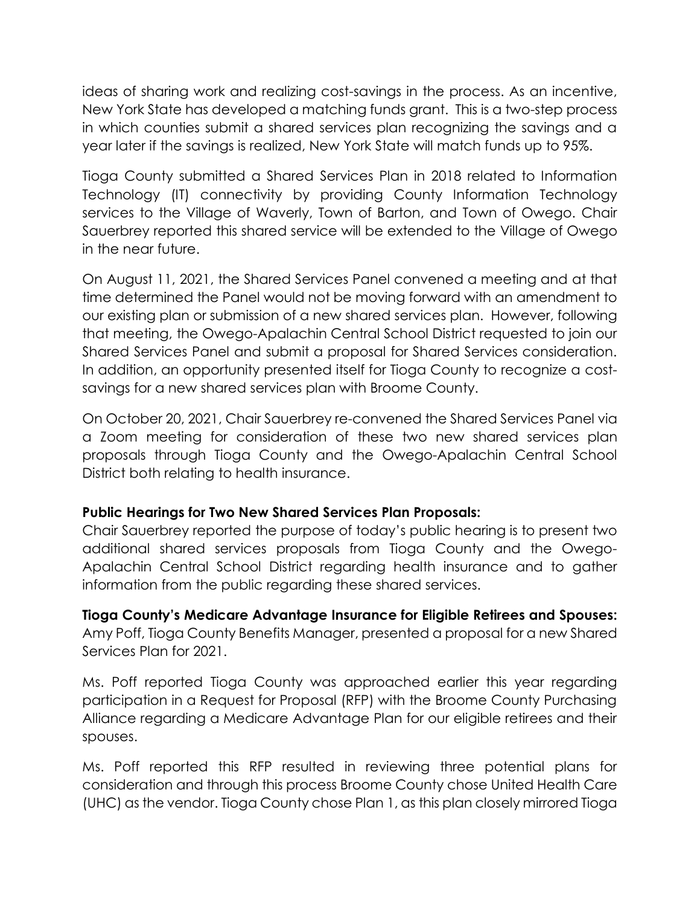ideas of sharing work and realizing cost-savings in the process. As an incentive, New York State has developed a matching funds grant. This is a two-step process in which counties submit a shared services plan recognizing the savings and a year later if the savings is realized, New York State will match funds up to 95%.

Tioga County submitted a Shared Services Plan in 2018 related to Information Technology (IT) connectivity by providing County Information Technology services to the Village of Waverly, Town of Barton, and Town of Owego. Chair Sauerbrey reported this shared service will be extended to the Village of Owego in the near future.

On August 11, 2021, the Shared Services Panel convened a meeting and at that time determined the Panel would not be moving forward with an amendment to our existing plan or submission of a new shared services plan. However, following that meeting, the Owego-Apalachin Central School District requested to join our Shared Services Panel and submit a proposal for Shared Services consideration. In addition, an opportunity presented itself for Tioga County to recognize a cost-savings for a new shared services plan with Broome County.

On October 20, 2021, Chair Sauerbrey re-convened the Shared Services Panel via a Zoom meeting for consideration of these two new shared services plan proposals through Tioga County and the Owego-Apalachin Central School District both relating to health insurance.

**Public Hearings for Two New Shared Services Plan Proposals:**
Chair Sauerbrey reported the purpose of today's public hearing is to present two additional shared services proposals from Tioga County and the Owego-Apalachin Central School District regarding health insurance and to gather information from the public regarding these shared services.

**Tioga County's Medicare Advantage Insurance for Eligible Retirees and Spouses:**
Amy Poff, Tioga County Benefits Manager, presented a proposal for a new Shared Services Plan for 2021.

Ms. Poff reported Tioga County was approached earlier this year regarding participation in a Request for Proposal (RFP) with the Broome County Purchasing Alliance regarding a Medicare Advantage Plan for our eligible retirees and their spouses.

Ms. Poff reported this RFP resulted in reviewing three potential plans for consideration and through this process Broome County chose United Health Care (UHC) as the vendor. Tioga County chose Plan 1, as this plan closely mirrored Tioga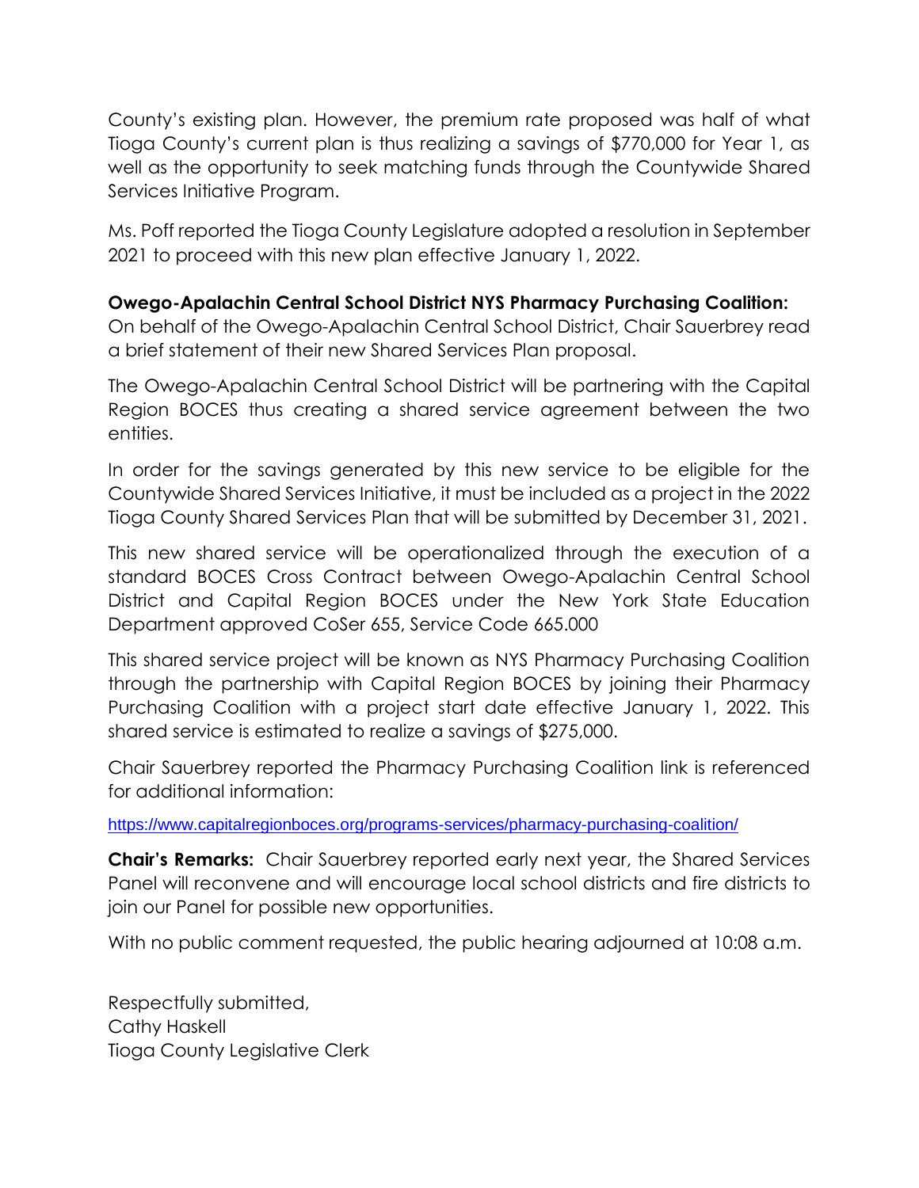County's existing plan. However, the premium rate proposed was half of what Tioga County's current plan is thus realizing a savings of $770,000 for Year 1, as well as the opportunity to seek matching funds through the Countywide Shared Services Initiative Program.

Ms. Poff reported the Tioga County Legislature adopted a resolution in September 2021 to proceed with this new plan effective January 1, 2022.

**Owego-Apalachin Central School District NYS Pharmacy Purchasing Coalition:** On behalf of the Owego-Apalachin Central School District, Chair Sauerbrey read a brief statement of their new Shared Services Plan proposal.

The Owego-Apalachin Central School District will be partnering with the Capital Region BOCES thus creating a shared service agreement between the two entities.

In order for the savings generated by this new service to be eligible for the Countywide Shared Services Initiative, it must be included as a project in the 2022 Tioga County Shared Services Plan that will be submitted by December 31, 2021.

This new shared service will be operationalized through the execution of a standard BOCES Cross Contract between Owego-Apalachin Central School District and Capital Region BOCES under the New York State Education Department approved CoSer 655, Service Code 665.000

This shared service project will be known as NYS Pharmacy Purchasing Coalition through the partnership with Capital Region BOCES by joining their Pharmacy Purchasing Coalition with a project start date effective January 1, 2022. This shared service is estimated to realize a savings of $275,000.

Chair Sauerbrey reported the Pharmacy Purchasing Coalition link is referenced for additional information:

https://www.capitalregionboces.org/programs-services/pharmacy-purchasing-coalition/

**Chair's Remarks:** Chair Sauerbrey reported early next year, the Shared Services Panel will reconvene and will encourage local school districts and fire districts to join our Panel for possible new opportunities.

With no public comment requested, the public hearing adjourned at 10:08 a.m.

Respectfully submitted,
Cathy Haskell
Tioga County Legislative Clerk